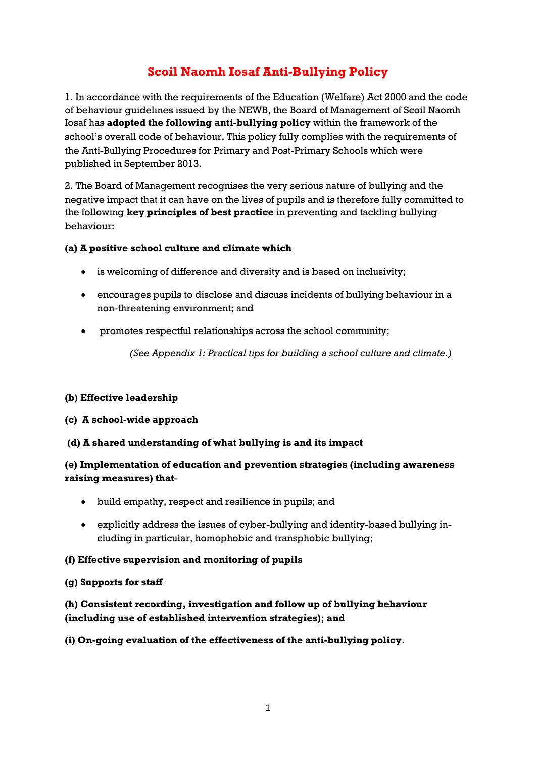# Scoil Naomh Iosaf Anti-Bullying Policy

1. In accordance with the requirements of the Education (Welfare) Act 2000 and the code of behaviour guidelines issued by the NEWB, the Board of Management of Scoil Naomh Iosaf has **adopted the following anti-bullying policy** within the framework of the school's overall code of behaviour. This policy fully complies with the requirements of the Anti-Bullying Procedures for Primary and Post-Primary Schools which were published in September 2013.

2. The Board of Management recognises the very serious nature of bullying and the negative impact that it can have on the lives of pupils and is therefore fully committed to the following **key principles of best practice** in preventing and tackling bullying behaviour:

**(a) A positive school culture and climate which**

- is welcoming of difference and diversity and is based on inclusivity;
- encourages pupils to disclose and discuss incidents of bullying behaviour in a non-threatening environment; and
- promotes respectful relationships across the school community;

*(See Appendix 1: Practical tips for building a school culture and climate.)*

**(b) Effective leadership**

**(c) A school-wide approach**

**(d) A shared understanding of what bullying is and its impact**

**(e) Implementation of education and prevention strategies (including awareness raising measures) that-**

- build empathy, respect and resilience in pupils; and
- explicitly address the issues of cyber-bullying and identity-based bullying including in particular, homophobic and transphobic bullying;

**(f) Effective supervision and monitoring of pupils**

**(g) Supports for staff**

**(h) Consistent recording, investigation and follow up of bullying behaviour (including use of established intervention strategies); and**

**(i) On-going evaluation of the effectiveness of the anti-bullying policy.**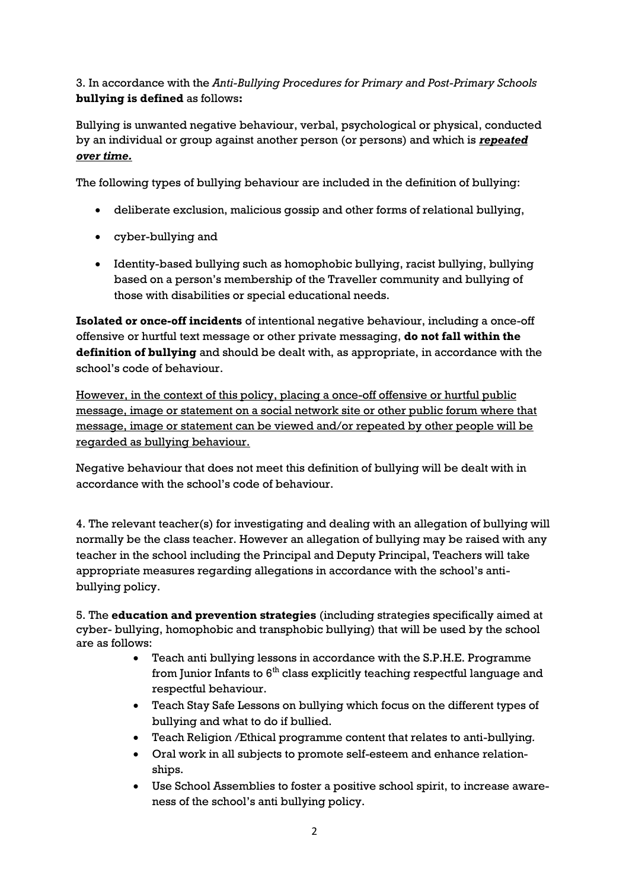3. In accordance with the *Anti-Bullying Procedures for Primary and Post-Primary Schools* **bullying is defined** as follows**:**

Bullying is unwanted negative behaviour, verbal, psychological or physical, conducted by an individual or group against another person (or persons) and which is ***repeated over time.***

The following types of bullying behaviour are included in the definition of bullying:

- deliberate exclusion, malicious gossip and other forms of relational bullying,
- cyber-bullying and
- Identity-based bullying such as homophobic bullying, racist bullying, bullying based on a person's membership of the Traveller community and bullying of those with disabilities or special educational needs.

**Isolated or once-off incidents** of intentional negative behaviour, including a once-off offensive or hurtful text message or other private messaging, **do not fall within the definition of bullying** and should be dealt with, as appropriate, in accordance with the school's code of behaviour.

However, in the context of this policy, placing a once-off offensive or hurtful public message, image or statement on a social network site or other public forum where that message, image or statement can be viewed and/or repeated by other people will be regarded as bullying behaviour.

Negative behaviour that does not meet this definition of bullying will be dealt with in accordance with the school's code of behaviour.

4. The relevant teacher(s) for investigating and dealing with an allegation of bullying will normally be the class teacher. However an allegation of bullying may be raised with any teacher in the school including the Principal and Deputy Principal, Teachers will take appropriate measures regarding allegations in accordance with the school's anti-bullying policy.

5. The **education and prevention strategies** (including strategies specifically aimed at cyber- bullying, homophobic and transphobic bullying) that will be used by the school are as follows:

- Teach anti bullying lessons in accordance with the S.P.H.E. Programme from Junior Infants to 6th class explicitly teaching respectful language and respectful behaviour.
- Teach Stay Safe Lessons on bullying which focus on the different types of bullying and what to do if bullied.
- Teach Religion /Ethical programme content that relates to anti-bullying.
- Oral work in all subjects to promote self-esteem and enhance relationships.
- Use School Assemblies to foster a positive school spirit, to increase awareness of the school's anti bullying policy.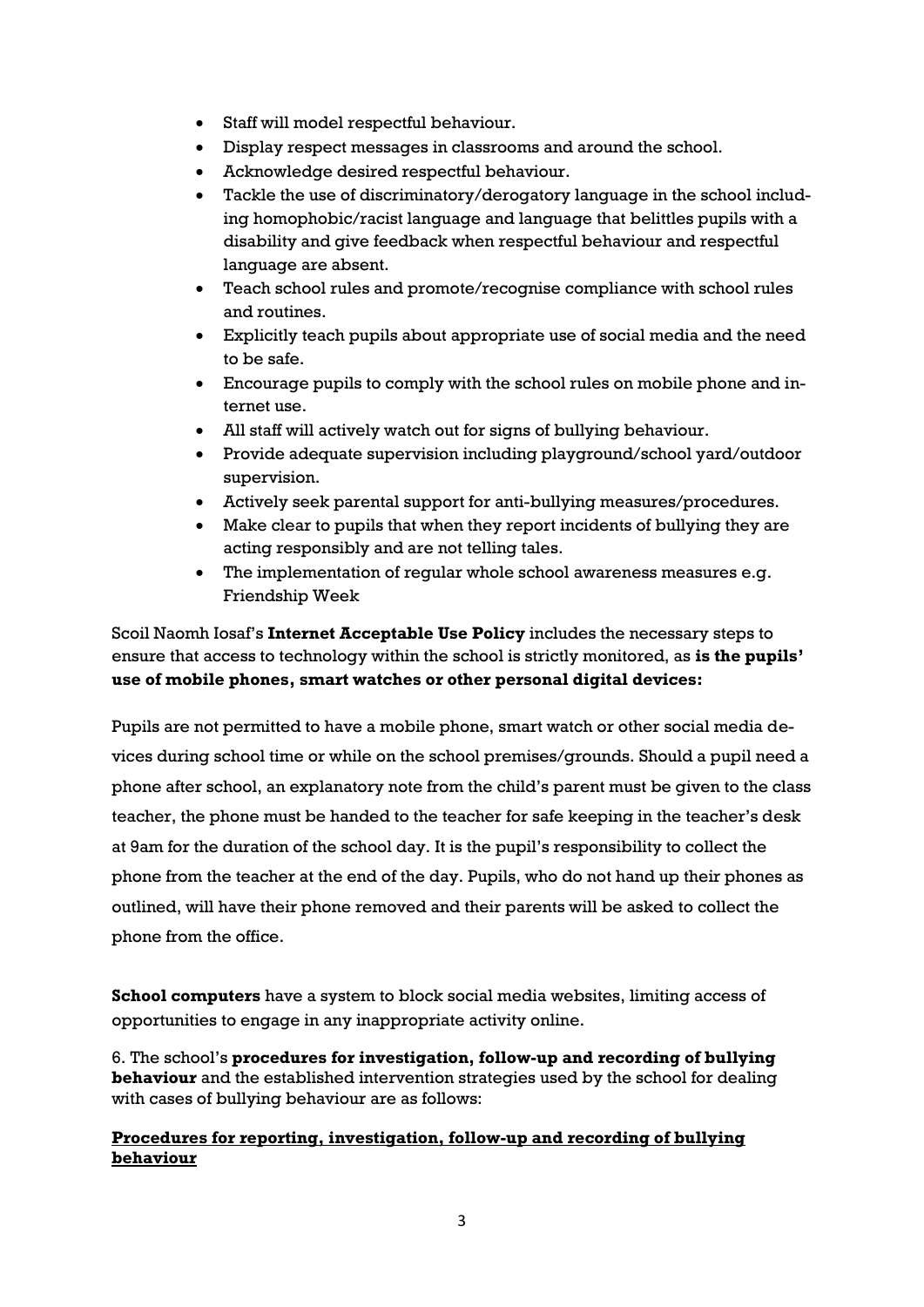- Staff will model respectful behaviour.
- Display respect messages in classrooms and around the school.
- Acknowledge desired respectful behaviour.
- Tackle the use of discriminatory/derogatory language in the school including homophobic/racist language and language that belittles pupils with a disability and give feedback when respectful behaviour and respectful language are absent.
- Teach school rules and promote/recognise compliance with school rules and routines.
- Explicitly teach pupils about appropriate use of social media and the need to be safe.
- Encourage pupils to comply with the school rules on mobile phone and internet use.
- All staff will actively watch out for signs of bullying behaviour.
- Provide adequate supervision including playground/school yard/outdoor supervision.
- Actively seek parental support for anti-bullying measures/procedures.
- Make clear to pupils that when they report incidents of bullying they are acting responsibly and are not telling tales.
- The implementation of regular whole school awareness measures e.g. Friendship Week

Scoil Naomh Iosaf's **Internet Acceptable Use Policy** includes the necessary steps to ensure that access to technology within the school is strictly monitored, as **is the pupils' use of mobile phones, smart watches or other personal digital devices:**

Pupils are not permitted to have a mobile phone, smart watch or other social media devices during school time or while on the school premises/grounds. Should a pupil need a phone after school, an explanatory note from the child's parent must be given to the class teacher, the phone must be handed to the teacher for safe keeping in the teacher's desk at 9am for the duration of the school day. It is the pupil's responsibility to collect the phone from the teacher at the end of the day. Pupils, who do not hand up their phones as outlined, will have their phone removed and their parents will be asked to collect the phone from the office.

**School computers** have a system to block social media websites, limiting access of opportunities to engage in any inappropriate activity online.

6. The school's **procedures for investigation, follow-up and recording of bullying behaviour** and the established intervention strategies used by the school for dealing with cases of bullying behaviour are as follows:

**<u>Procedures for reporting, investigation, follow-up and recording of bullying behaviour</u>**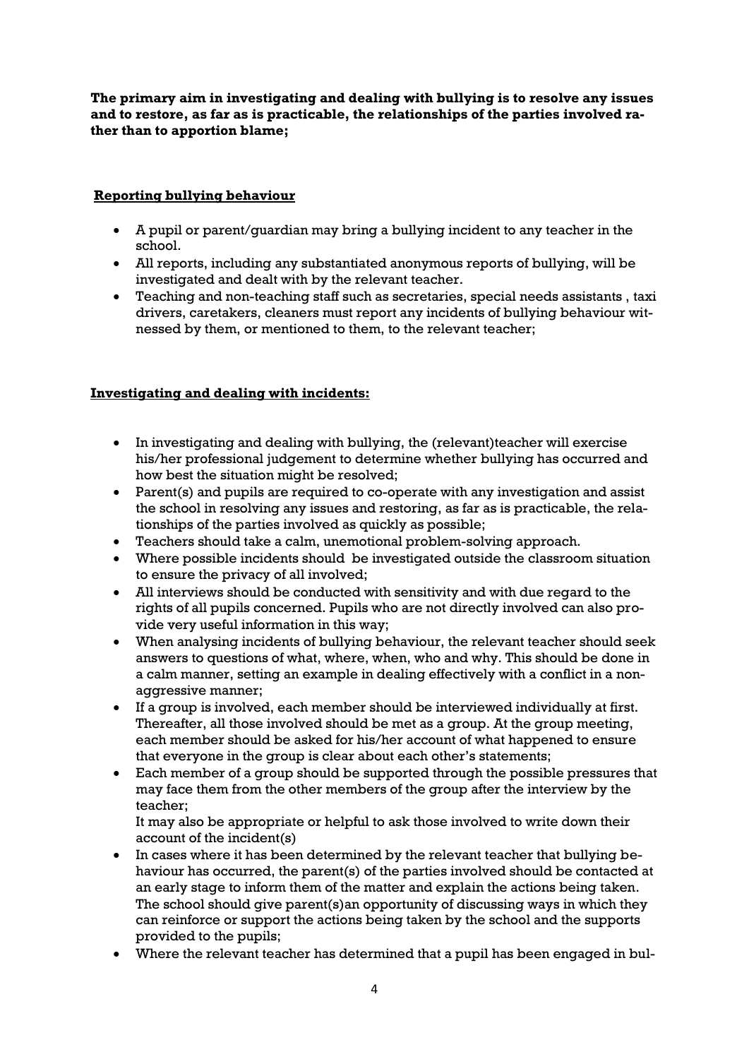**The primary aim in investigating and dealing with bullying is to resolve any issues and to restore, as far as is practicable, the relationships of the parties involved rather than to apportion blame;**

**Reporting bullying behaviour**

- A pupil or parent/guardian may bring a bullying incident to any teacher in the school.
- All reports, including any substantiated anonymous reports of bullying, will be investigated and dealt with by the relevant teacher.
- Teaching and non-teaching staff such as secretaries, special needs assistants , taxi drivers, caretakers, cleaners must report any incidents of bullying behaviour witnessed by them, or mentioned to them, to the relevant teacher;

**Investigating and dealing with incidents:**

- In investigating and dealing with bullying, the (relevant)teacher will exercise his/her professional judgement to determine whether bullying has occurred and how best the situation might be resolved;
- Parent(s) and pupils are required to co-operate with any investigation and assist the school in resolving any issues and restoring, as far as is practicable, the relationships of the parties involved as quickly as possible;
- Teachers should take a calm, unemotional problem-solving approach.
- Where possible incidents should be investigated outside the classroom situation to ensure the privacy of all involved;
- All interviews should be conducted with sensitivity and with due regard to the rights of all pupils concerned. Pupils who are not directly involved can also provide very useful information in this way;
- When analysing incidents of bullying behaviour, the relevant teacher should seek answers to questions of what, where, when, who and why. This should be done in a calm manner, setting an example in dealing effectively with a conflict in a non-aggressive manner;
- If a group is involved, each member should be interviewed individually at first. Thereafter, all those involved should be met as a group. At the group meeting, each member should be asked for his/her account of what happened to ensure that everyone in the group is clear about each other's statements;
- Each member of a group should be supported through the possible pressures that may face them from the other members of the group after the interview by the teacher;

  It may also be appropriate or helpful to ask those involved to write down their account of the incident(s)
- In cases where it has been determined by the relevant teacher that bullying behaviour has occurred, the parent(s) of the parties involved should be contacted at an early stage to inform them of the matter and explain the actions being taken. The school should give parent(s)an opportunity of discussing ways in which they can reinforce or support the actions being taken by the school and the supports provided to the pupils;
- Where the relevant teacher has determined that a pupil has been engaged in bul-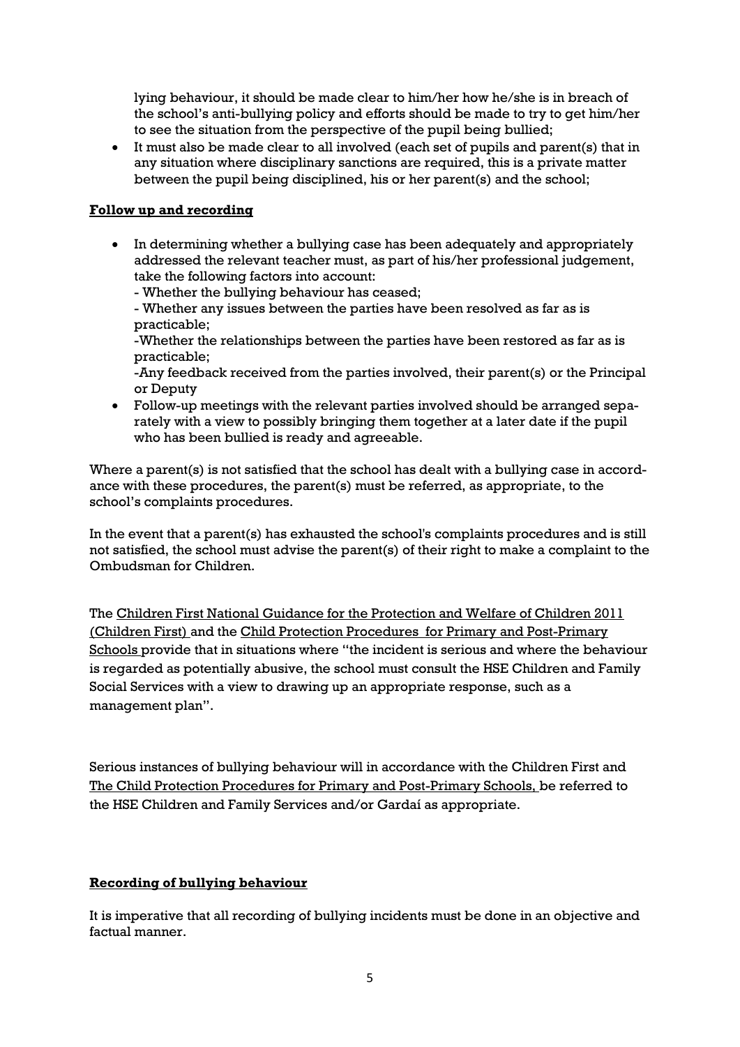lying behaviour, it should be made clear to him/her how he/she is in breach of the school's anti-bullying policy and efforts should be made to try to get him/her to see the situation from the perspective of the pupil being bullied;

- It must also be made clear to all involved (each set of pupils and parent(s) that in any situation where disciplinary sanctions are required, this is a private matter between the pupil being disciplined, his or her parent(s) and the school;

**Follow up and recording**

- In determining whether a bullying case has been adequately and appropriately addressed the relevant teacher must, as part of his/her professional judgement, take the following factors into account:
  - Whether the bullying behaviour has ceased;
  - Whether any issues between the parties have been resolved as far as is practicable;
  - Whether the relationships between the parties have been restored as far as is practicable;
  - Any feedback received from the parties involved, their parent(s) or the Principal or Deputy
- Follow-up meetings with the relevant parties involved should be arranged separately with a view to possibly bringing them together at a later date if the pupil who has been bullied is ready and agreeable.

Where a parent(s) is not satisfied that the school has dealt with a bullying case in accordance with these procedures, the parent(s) must be referred, as appropriate, to the school's complaints procedures.

In the event that a parent(s) has exhausted the school's complaints procedures and is still not satisfied, the school must advise the parent(s) of their right to make a complaint to the Ombudsman for Children.

The Children First National Guidance for the Protection and Welfare of Children 2011 (Children First) and the Child Protection Procedures for Primary and Post-Primary Schools provide that in situations where "the incident is serious and where the behaviour is regarded as potentially abusive, the school must consult the HSE Children and Family Social Services with a view to drawing up an appropriate response, such as a management plan".

Serious instances of bullying behaviour will in accordance with the Children First and The Child Protection Procedures for Primary and Post-Primary Schools, be referred to the HSE Children and Family Services and/or Gardaí as appropriate.

**Recording of bullying behaviour**

It is imperative that all recording of bullying incidents must be done in an objective and factual manner.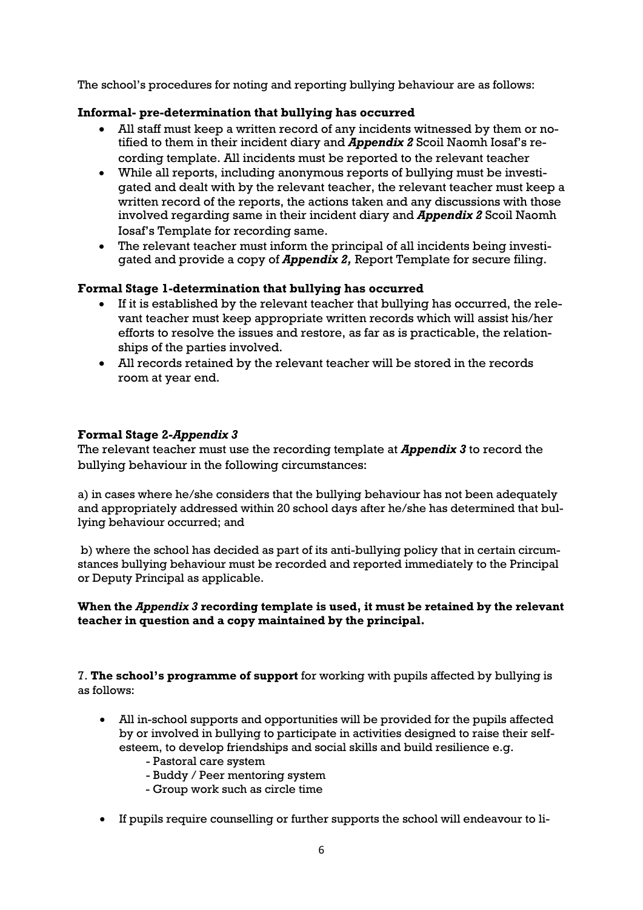The school's procedures for noting and reporting bullying behaviour are as follows:

**Informal- pre-determination that bullying has occurred**

- All staff must keep a written record of any incidents witnessed by them or notified to them in their incident diary and ***Appendix 2*** Scoil Naomh Iosaf's recording template. All incidents must be reported to the relevant teacher
- While all reports, including anonymous reports of bullying must be investigated and dealt with by the relevant teacher, the relevant teacher must keep a written record of the reports, the actions taken and any discussions with those involved regarding same in their incident diary and ***Appendix 2*** Scoil Naomh Iosaf's Template for recording same.
- The relevant teacher must inform the principal of all incidents being investigated and provide a copy of ***Appendix 2,*** Report Template for secure filing.

**Formal Stage 1-determination that bullying has occurred**

- If it is established by the relevant teacher that bullying has occurred, the relevant teacher must keep appropriate written records which will assist his/her efforts to resolve the issues and restore, as far as is practicable, the relationships of the parties involved.
- All records retained by the relevant teacher will be stored in the records room at year end.

**Formal Stage 2-*Appendix 3***

The relevant teacher must use the recording template at ***Appendix 3*** to record the bullying behaviour in the following circumstances:

a) in cases where he/she considers that the bullying behaviour has not been adequately and appropriately addressed within 20 school days after he/she has determined that bullying behaviour occurred; and

b) where the school has decided as part of its anti-bullying policy that in certain circumstances bullying behaviour must be recorded and reported immediately to the Principal or Deputy Principal as applicable.

**When the *Appendix 3* recording template is used, it must be retained by the relevant teacher in question and a copy maintained by the principal.**

7. **The school's programme of support** for working with pupils affected by bullying is as follows:

- All in-school supports and opportunities will be provided for the pupils affected by or involved in bullying to participate in activities designed to raise their self-esteem, to develop friendships and social skills and build resilience e.g.
  - Pastoral care system
  - Buddy / Peer mentoring system
  - Group work such as circle time
- If pupils require counselling or further supports the school will endeavour to li-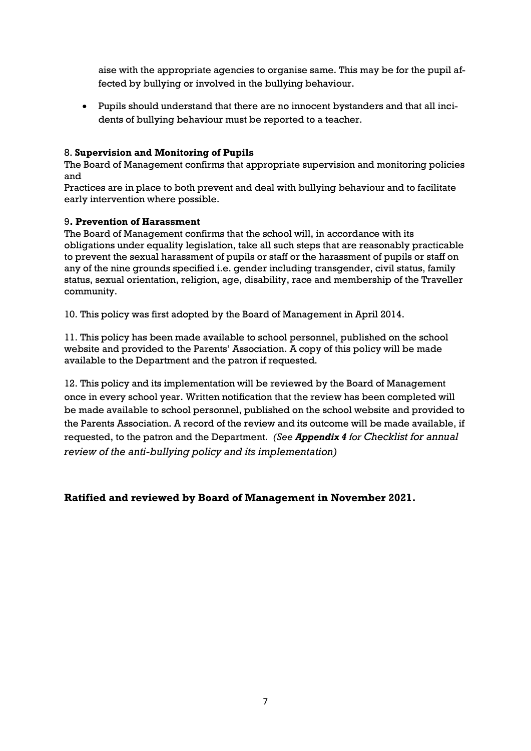aise with the appropriate agencies to organise same. This may be for the pupil affected by bullying or involved in the bullying behaviour.

- Pupils should understand that there are no innocent bystanders and that all incidents of bullying behaviour must be reported to a teacher.

8. **Supervision and Monitoring of Pupils**
The Board of Management confirms that appropriate supervision and monitoring policies and
Practices are in place to both prevent and deal with bullying behaviour and to facilitate early intervention where possible.

9**. Prevention of Harassment**
The Board of Management confirms that the school will, in accordance with its obligations under equality legislation, take all such steps that are reasonably practicable to prevent the sexual harassment of pupils or staff or the harassment of pupils or staff on any of the nine grounds specified i.e. gender including transgender, civil status, family status, sexual orientation, religion, age, disability, race and membership of the Traveller community.

10. This policy was first adopted by the Board of Management in April 2014.

11. This policy has been made available to school personnel, published on the school website and provided to the Parents' Association. A copy of this policy will be made available to the Department and the patron if requested.

12. This policy and its implementation will be reviewed by the Board of Management once in every school year. Written notification that the review has been completed will be made available to school personnel, published on the school website and provided to the Parents Association. A record of the review and its outcome will be made available, if requested, to the patron and the Department. *(See **Appendix 4** for Checklist for annual review of the anti-bullying policy and its implementation)*

**Ratified and reviewed by Board of Management in November 2021.**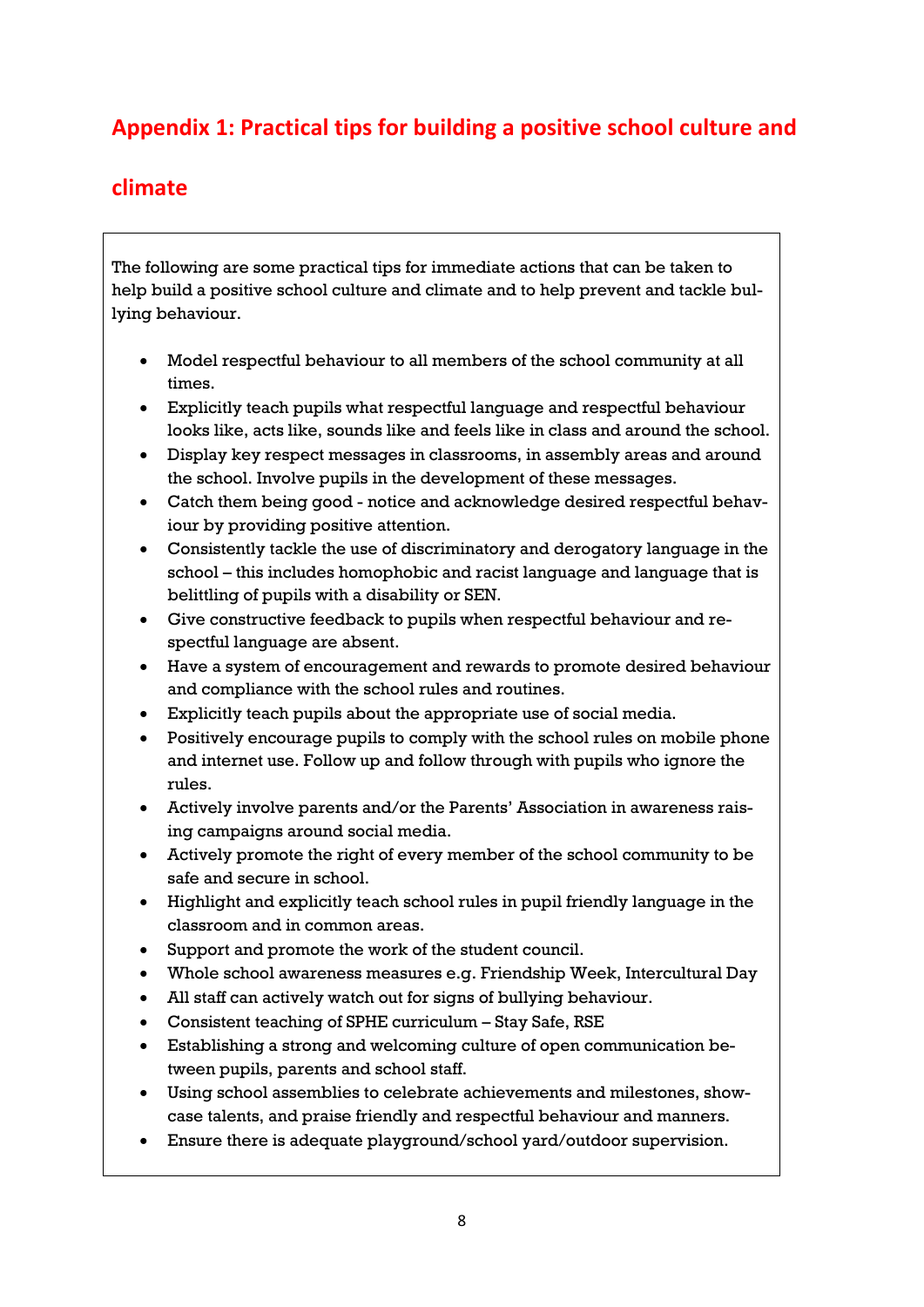## Appendix 1: Practical tips for building a positive school culture and climate

The following are some practical tips for immediate actions that can be taken to help build a positive school culture and climate and to help prevent and tackle bullying behaviour.

- Model respectful behaviour to all members of the school community at all times.
- Explicitly teach pupils what respectful language and respectful behaviour looks like, acts like, sounds like and feels like in class and around the school.
- Display key respect messages in classrooms, in assembly areas and around the school. Involve pupils in the development of these messages.
- Catch them being good - notice and acknowledge desired respectful behaviour by providing positive attention.
- Consistently tackle the use of discriminatory and derogatory language in the school – this includes homophobic and racist language and language that is belittling of pupils with a disability or SEN.
- Give constructive feedback to pupils when respectful behaviour and respectful language are absent.
- Have a system of encouragement and rewards to promote desired behaviour and compliance with the school rules and routines.
- Explicitly teach pupils about the appropriate use of social media.
- Positively encourage pupils to comply with the school rules on mobile phone and internet use. Follow up and follow through with pupils who ignore the rules.
- Actively involve parents and/or the Parents' Association in awareness raising campaigns around social media.
- Actively promote the right of every member of the school community to be safe and secure in school.
- Highlight and explicitly teach school rules in pupil friendly language in the classroom and in common areas.
- Support and promote the work of the student council.
- Whole school awareness measures e.g. Friendship Week, Intercultural Day
- All staff can actively watch out for signs of bullying behaviour.
- Consistent teaching of SPHE curriculum – Stay Safe, RSE
- Establishing a strong and welcoming culture of open communication between pupils, parents and school staff.
- Using school assemblies to celebrate achievements and milestones, showcase talents, and praise friendly and respectful behaviour and manners.
- Ensure there is adequate playground/school yard/outdoor supervision.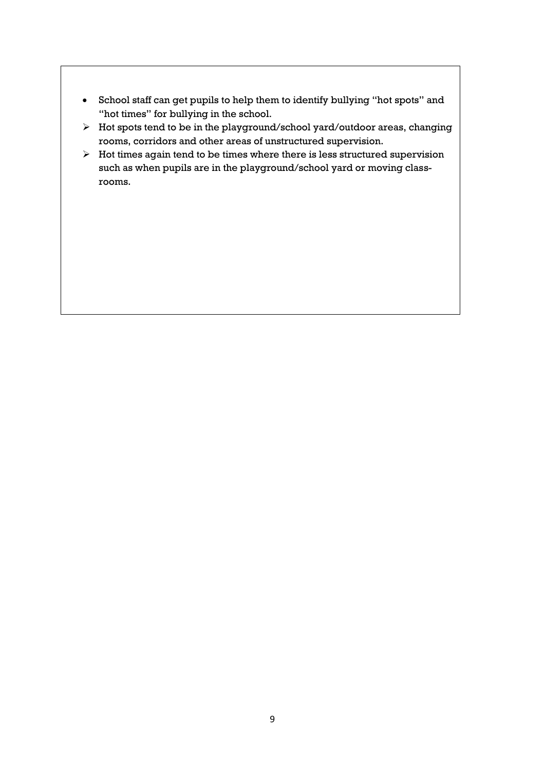- School staff can get pupils to help them to identify bullying "hot spots" and "hot times" for bullying in the school.
  - Hot spots tend to be in the playground/school yard/outdoor areas, changing rooms, corridors and other areas of unstructured supervision.
  - Hot times again tend to be times where there is less structured supervision such as when pupils are in the playground/school yard or moving class-rooms.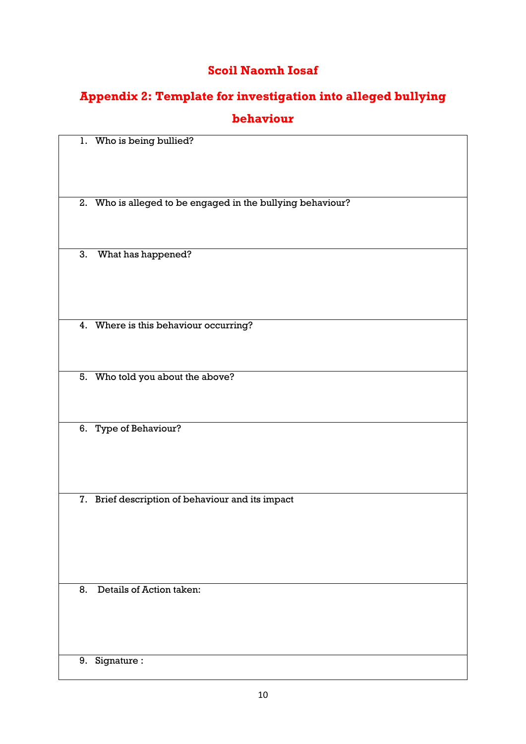# Scoil Naomh Iosaf

## Appendix 2: Template for investigation into alleged bullying behaviour

| |
|---|
| 1. Who is being bullied? |
| 2. Who is alleged to be engaged in the bullying behaviour? |
| 3. What has happened? |
| 4. Where is this behaviour occurring? |
| 5. Who told you about the above? |
| 6. Type of Behaviour? |
| 7. Brief description of behaviour and its impact |
| 8. Details of Action taken: |
| 9. Signature : |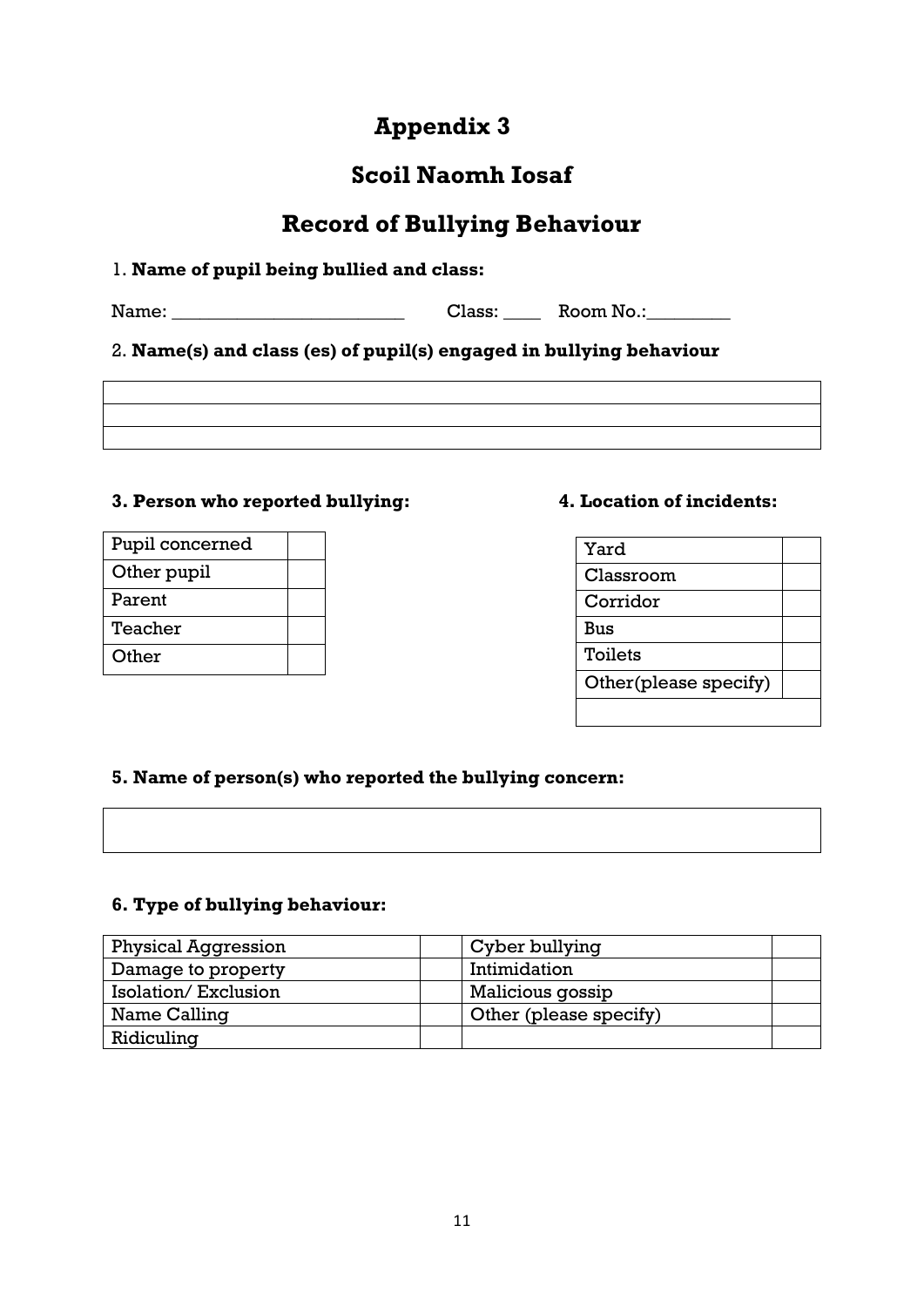# Appendix 3

## Scoil Naomh Iosaf

## Record of Bullying Behaviour

1. **Name of pupil being bullied and class:**

Name: ________________________ Class: ____ Room No.:_________

2. **Name(s) and class (es) of pupil(s) engaged in bullying behaviour**

| |
|---|
| |
| |
| |

**3. Person who reported bullying:**

| | |
|---|---|
| Pupil concerned | |
| Other pupil | |
| Parent | |
| Teacher | |
| Other | |

**4. Location of incidents:**

| | |
|---|---|
| Yard | |
| Classroom | |
| Corridor | |
| Bus | |
| Toilets | |
| Other(please specify) | |
| | |

**5. Name of person(s) who reported the bullying concern:**

| |
|---|
| |

**6. Type of bullying behaviour:**

| | | | |
|---|---|---|---|
| Physical Aggression | | Cyber bullying | |
| Damage to property | | Intimidation | |
| Isolation/ Exclusion | | Malicious gossip | |
| Name Calling | | Other (please specify) | |
| Ridiculing | | | |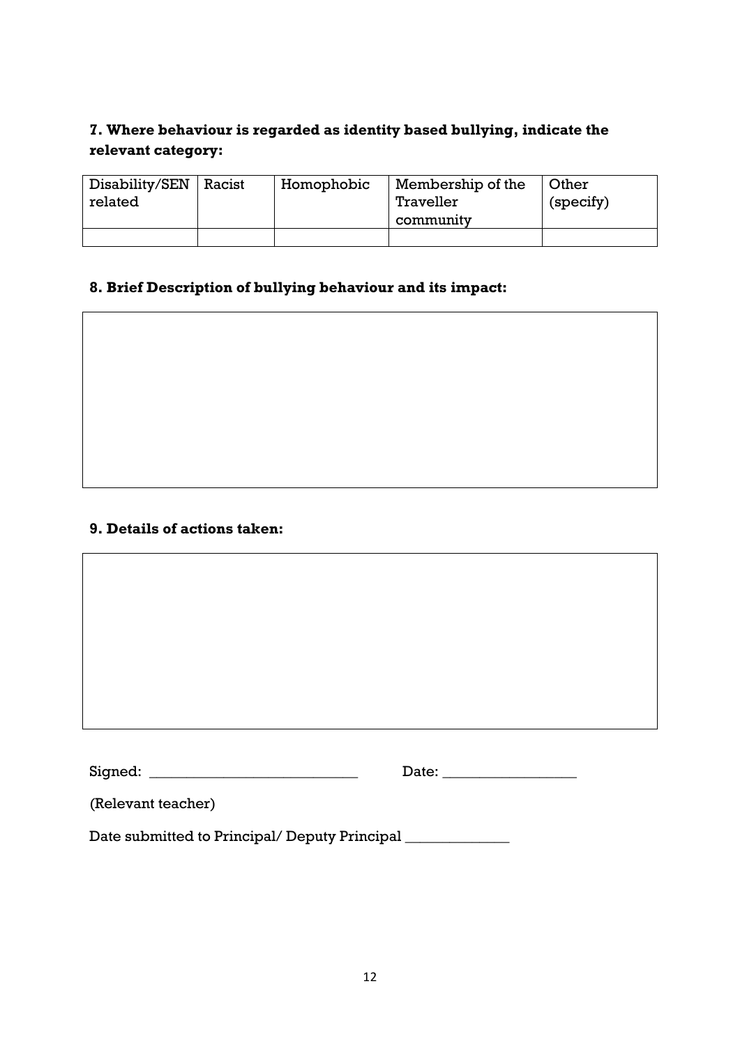**7. Where behaviour is regarded as identity based bullying, indicate the relevant category:**

| Disability/SEN related | Racist | Homophobic | Membership of the Traveller community | Other (specify) |
|---|---|---|---|---|
| | | | | |

**8. Brief Description of bullying behaviour and its impact:**

| |
|---|
| |

**9. Details of actions taken:**

| |
|---|
| |

Signed: ___________________________ Date: _________________

(Relevant teacher)

Date submitted to Principal/ Deputy Principal _____________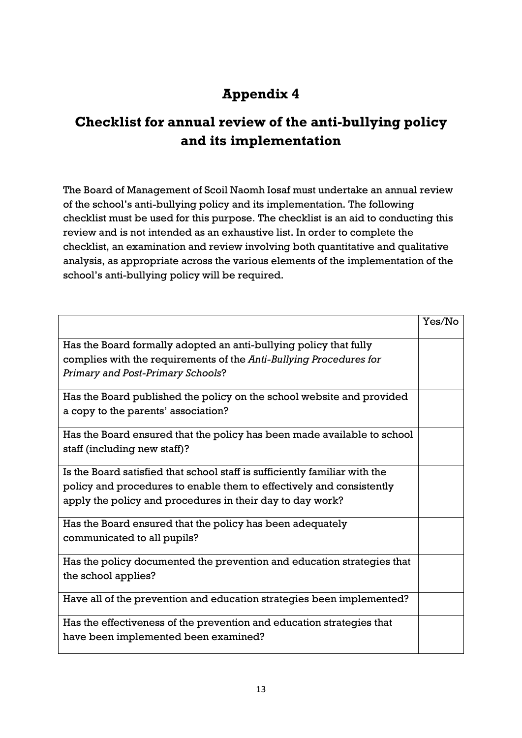# Appendix 4

## Checklist for annual review of the anti-bullying policy and its implementation

The Board of Management of Scoil Naomh Iosaf must undertake an annual review of the school's anti-bullying policy and its implementation. The following checklist must be used for this purpose. The checklist is an aid to conducting this review and is not intended as an exhaustive list. In order to complete the checklist, an examination and review involving both quantitative and qualitative analysis, as appropriate across the various elements of the implementation of the school's anti-bullying policy will be required.

| | Yes/No |
|---|---|
| Has the Board formally adopted an anti-bullying policy that fully complies with the requirements of the *Anti-Bullying Procedures for Primary and Post-Primary Schools*? | |
| Has the Board published the policy on the school website and provided a copy to the parents' association? | |
| Has the Board ensured that the policy has been made available to school staff (including new staff)? | |
| Is the Board satisfied that school staff is sufficiently familiar with the policy and procedures to enable them to effectively and consistently apply the policy and procedures in their day to day work? | |
| Has the Board ensured that the policy has been adequately communicated to all pupils? | |
| Has the policy documented the prevention and education strategies that the school applies? | |
| Have all of the prevention and education strategies been implemented? | |
| Has the effectiveness of the prevention and education strategies that have been implemented been examined? | |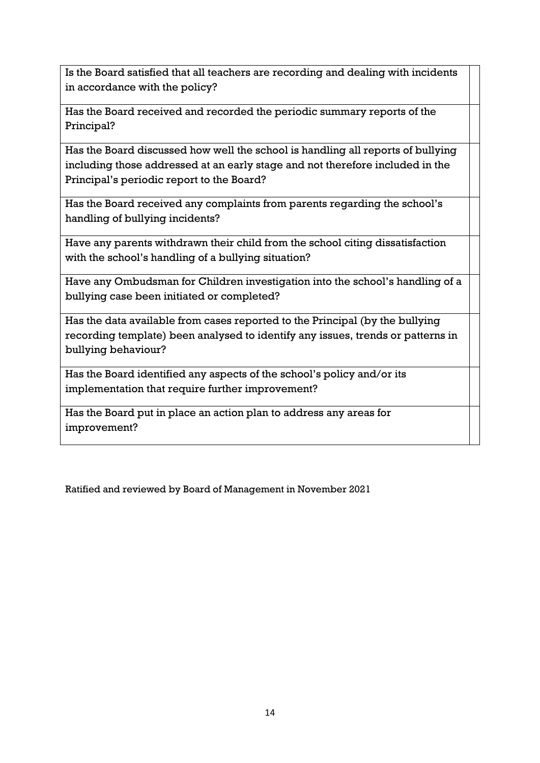| | |
|---|---|
| Is the Board satisfied that all teachers are recording and dealing with incidents in accordance with the policy? | |
| Has the Board received and recorded the periodic summary reports of the Principal? | |
| Has the Board discussed how well the school is handling all reports of bullying including those addressed at an early stage and not therefore included in the Principal's periodic report to the Board? | |
| Has the Board received any complaints from parents regarding the school's handling of bullying incidents? | |
| Have any parents withdrawn their child from the school citing dissatisfaction with the school's handling of a bullying situation? | |
| Have any Ombudsman for Children investigation into the school's handling of a bullying case been initiated or completed? | |
| Has the data available from cases reported to the Principal (by the bullying recording template) been analysed to identify any issues, trends or patterns in bullying behaviour? | |
| Has the Board identified any aspects of the school's policy and/or its implementation that require further improvement? | |
| Has the Board put in place an action plan to address any areas for improvement? | |

Ratified and reviewed by Board of Management in November 2021